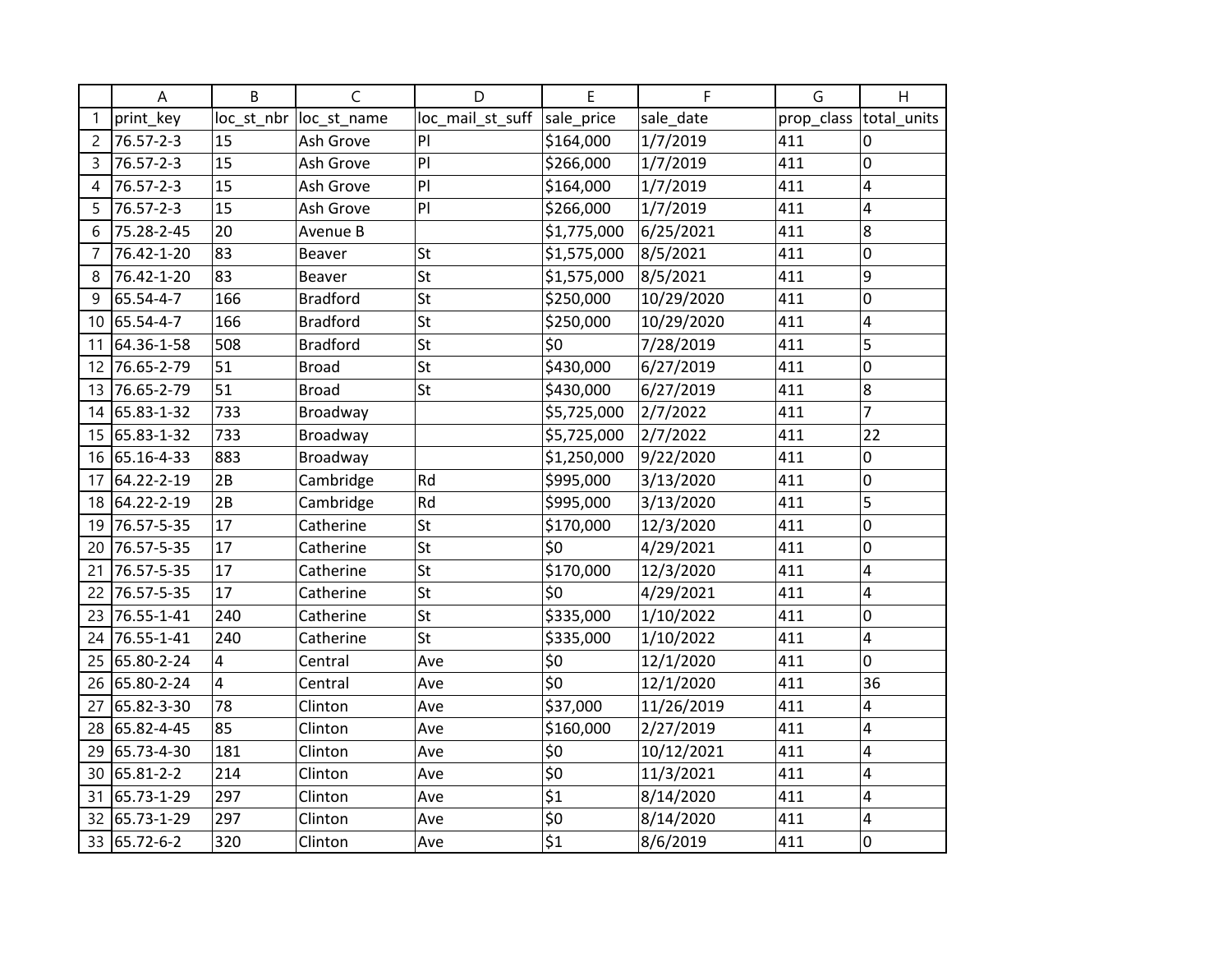| print_key | loc_st_nbr | loc_st_name | loc_mail_st_suff | sale_price | sale_date | prop_class | total_units |
|---|---|---|---|---|---|---|---|
| 76.57-2-3 | 15 | Ash Grove | Pl | $164,000 | 1/7/2019 | 411 | 0 |
| 76.57-2-3 | 15 | Ash Grove | Pl | $266,000 | 1/7/2019 | 411 | 0 |
| 76.57-2-3 | 15 | Ash Grove | Pl | $164,000 | 1/7/2019 | 411 | 4 |
| 76.57-2-3 | 15 | Ash Grove | Pl | $266,000 | 1/7/2019 | 411 | 4 |
| 75.28-2-45 | 20 | Avenue B | | $1,775,000 | 6/25/2021 | 411 | 8 |
| 76.42-1-20 | 83 | Beaver | St | $1,575,000 | 8/5/2021 | 411 | 0 |
| 76.42-1-20 | 83 | Beaver | St | $1,575,000 | 8/5/2021 | 411 | 9 |
| 65.54-4-7 | 166 | Bradford | St | $250,000 | 10/29/2020 | 411 | 0 |
| 65.54-4-7 | 166 | Bradford | St | $250,000 | 10/29/2020 | 411 | 4 |
| 64.36-1-58 | 508 | Bradford | St | $0 | 7/28/2019 | 411 | 5 |
| 76.65-2-79 | 51 | Broad | St | $430,000 | 6/27/2019 | 411 | 0 |
| 76.65-2-79 | 51 | Broad | St | $430,000 | 6/27/2019 | 411 | 8 |
| 65.83-1-32 | 733 | Broadway | | $5,725,000 | 2/7/2022 | 411 | 7 |
| 65.83-1-32 | 733 | Broadway | | $5,725,000 | 2/7/2022 | 411 | 22 |
| 65.16-4-33 | 883 | Broadway | | $1,250,000 | 9/22/2020 | 411 | 0 |
| 64.22-2-19 | 2B | Cambridge | Rd | $995,000 | 3/13/2020 | 411 | 0 |
| 64.22-2-19 | 2B | Cambridge | Rd | $995,000 | 3/13/2020 | 411 | 5 |
| 76.57-5-35 | 17 | Catherine | St | $170,000 | 12/3/2020 | 411 | 0 |
| 76.57-5-35 | 17 | Catherine | St | $0 | 4/29/2021 | 411 | 0 |
| 76.57-5-35 | 17 | Catherine | St | $170,000 | 12/3/2020 | 411 | 4 |
| 76.57-5-35 | 17 | Catherine | St | $0 | 4/29/2021 | 411 | 4 |
| 76.55-1-41 | 240 | Catherine | St | $335,000 | 1/10/2022 | 411 | 0 |
| 76.55-1-41 | 240 | Catherine | St | $335,000 | 1/10/2022 | 411 | 4 |
| 65.80-2-24 | 4 | Central | Ave | $0 | 12/1/2020 | 411 | 0 |
| 65.80-2-24 | 4 | Central | Ave | $0 | 12/1/2020 | 411 | 36 |
| 65.82-3-30 | 78 | Clinton | Ave | $37,000 | 11/26/2019 | 411 | 4 |
| 65.82-4-45 | 85 | Clinton | Ave | $160,000 | 2/27/2019 | 411 | 4 |
| 65.73-4-30 | 181 | Clinton | Ave | $0 | 10/12/2021 | 411 | 4 |
| 65.81-2-2 | 214 | Clinton | Ave | $0 | 11/3/2021 | 411 | 4 |
| 65.73-1-29 | 297 | Clinton | Ave | $1 | 8/14/2020 | 411 | 4 |
| 65.73-1-29 | 297 | Clinton | Ave | $0 | 8/14/2020 | 411 | 4 |
| 65.72-6-2 | 320 | Clinton | Ave | $1 | 8/6/2019 | 411 | 0 |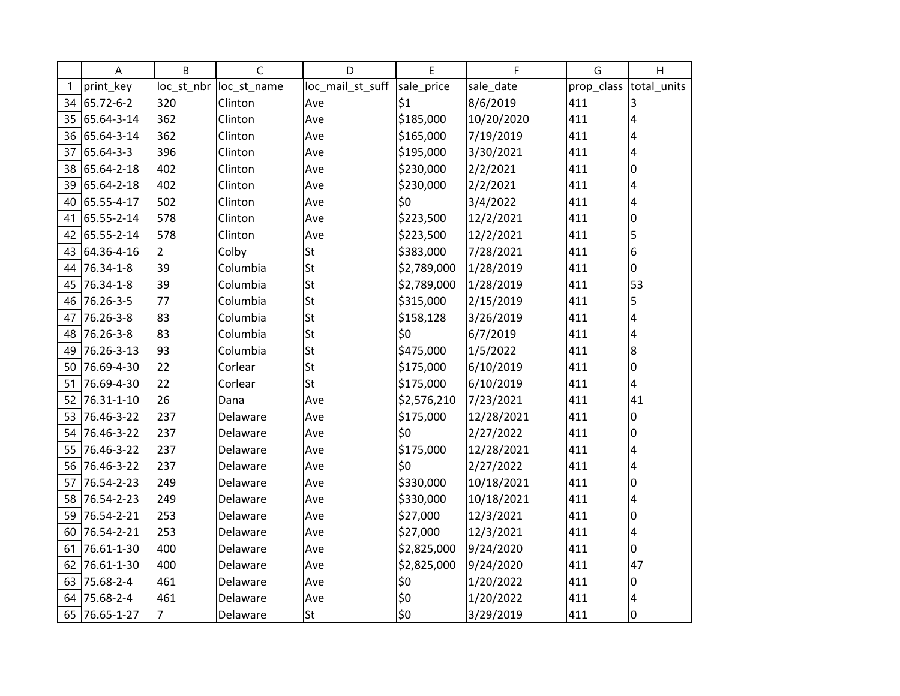| | A | B | C | D | E | F | G | H |
|---|---|---|---|---|---|---|---|---|
| 1 | print_key | loc_st_nbr | loc_st_name | loc_mail_st_suff | sale_price | sale_date | prop_class | total_units |
| 34 | 65.72-6-2 | 320 | Clinton | Ave | $1 | 8/6/2019 | 411 | 3 |
| 35 | 65.64-3-14 | 362 | Clinton | Ave | $185,000 | 10/20/2020 | 411 | 4 |
| 36 | 65.64-3-14 | 362 | Clinton | Ave | $165,000 | 7/19/2019 | 411 | 4 |
| 37 | 65.64-3-3 | 396 | Clinton | Ave | $195,000 | 3/30/2021 | 411 | 4 |
| 38 | 65.64-2-18 | 402 | Clinton | Ave | $230,000 | 2/2/2021 | 411 | 0 |
| 39 | 65.64-2-18 | 402 | Clinton | Ave | $230,000 | 2/2/2021 | 411 | 4 |
| 40 | 65.55-4-17 | 502 | Clinton | Ave | $0 | 3/4/2022 | 411 | 4 |
| 41 | 65.55-2-14 | 578 | Clinton | Ave | $223,500 | 12/2/2021 | 411 | 0 |
| 42 | 65.55-2-14 | 578 | Clinton | Ave | $223,500 | 12/2/2021 | 411 | 5 |
| 43 | 64.36-4-16 | 2 | Colby | St | $383,000 | 7/28/2021 | 411 | 6 |
| 44 | 76.34-1-8 | 39 | Columbia | St | $2,789,000 | 1/28/2019 | 411 | 0 |
| 45 | 76.34-1-8 | 39 | Columbia | St | $2,789,000 | 1/28/2019 | 411 | 53 |
| 46 | 76.26-3-5 | 77 | Columbia | St | $315,000 | 2/15/2019 | 411 | 5 |
| 47 | 76.26-3-8 | 83 | Columbia | St | $158,128 | 3/26/2019 | 411 | 4 |
| 48 | 76.26-3-8 | 83 | Columbia | St | $0 | 6/7/2019 | 411 | 4 |
| 49 | 76.26-3-13 | 93 | Columbia | St | $475,000 | 1/5/2022 | 411 | 8 |
| 50 | 76.69-4-30 | 22 | Corlear | St | $175,000 | 6/10/2019 | 411 | 0 |
| 51 | 76.69-4-30 | 22 | Corlear | St | $175,000 | 6/10/2019 | 411 | 4 |
| 52 | 76.31-1-10 | 26 | Dana | Ave | $2,576,210 | 7/23/2021 | 411 | 41 |
| 53 | 76.46-3-22 | 237 | Delaware | Ave | $175,000 | 12/28/2021 | 411 | 0 |
| 54 | 76.46-3-22 | 237 | Delaware | Ave | $0 | 2/27/2022 | 411 | 0 |
| 55 | 76.46-3-22 | 237 | Delaware | Ave | $175,000 | 12/28/2021 | 411 | 4 |
| 56 | 76.46-3-22 | 237 | Delaware | Ave | $0 | 2/27/2022 | 411 | 4 |
| 57 | 76.54-2-23 | 249 | Delaware | Ave | $330,000 | 10/18/2021 | 411 | 0 |
| 58 | 76.54-2-23 | 249 | Delaware | Ave | $330,000 | 10/18/2021 | 411 | 4 |
| 59 | 76.54-2-21 | 253 | Delaware | Ave | $27,000 | 12/3/2021 | 411 | 0 |
| 60 | 76.54-2-21 | 253 | Delaware | Ave | $27,000 | 12/3/2021 | 411 | 4 |
| 61 | 76.61-1-30 | 400 | Delaware | Ave | $2,825,000 | 9/24/2020 | 411 | 0 |
| 62 | 76.61-1-30 | 400 | Delaware | Ave | $2,825,000 | 9/24/2020 | 411 | 47 |
| 63 | 75.68-2-4 | 461 | Delaware | Ave | $0 | 1/20/2022 | 411 | 0 |
| 64 | 75.68-2-4 | 461 | Delaware | Ave | $0 | 1/20/2022 | 411 | 4 |
| 65 | 76.65-1-27 | 7 | Delaware | St | $0 | 3/29/2019 | 411 | 0 |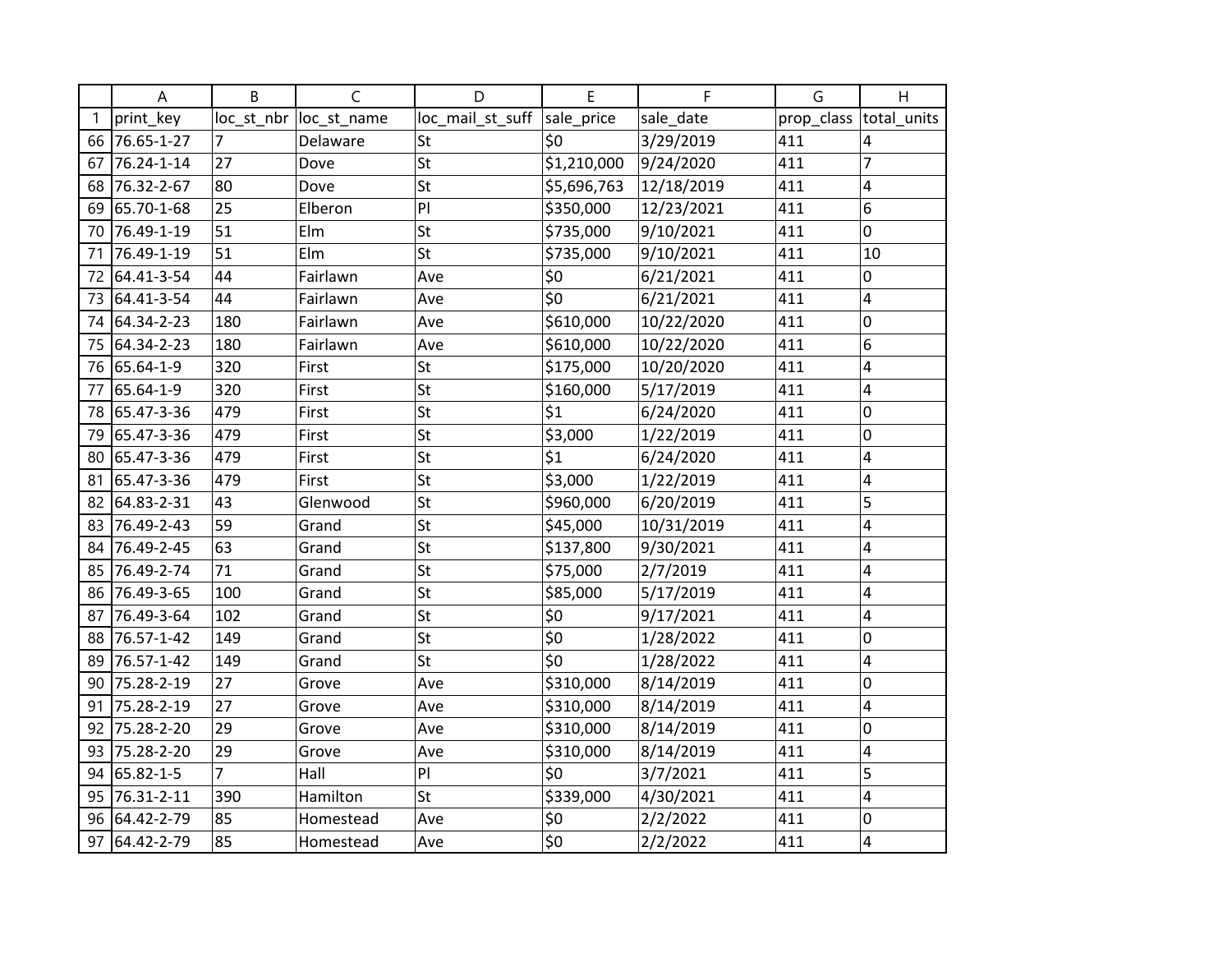| | A | B | C | D | E | F | G | H |
|---|---|---|---|---|---|---|---|---|
| 1 | print_key | loc_st_nbr | loc_st_name | loc_mail_st_suff | sale_price | sale_date | prop_class | total_units |
| 66 | 76.65-1-27 | 7 | Delaware | St | $0 | 3/29/2019 | 411 | 4 |
| 67 | 76.24-1-14 | 27 | Dove | St | $1,210,000 | 9/24/2020 | 411 | 7 |
| 68 | 76.32-2-67 | 80 | Dove | St | $5,696,763 | 12/18/2019 | 411 | 4 |
| 69 | 65.70-1-68 | 25 | Elberon | Pl | $350,000 | 12/23/2021 | 411 | 6 |
| 70 | 76.49-1-19 | 51 | Elm | St | $735,000 | 9/10/2021 | 411 | 0 |
| 71 | 76.49-1-19 | 51 | Elm | St | $735,000 | 9/10/2021 | 411 | 10 |
| 72 | 64.41-3-54 | 44 | Fairlawn | Ave | $0 | 6/21/2021 | 411 | 0 |
| 73 | 64.41-3-54 | 44 | Fairlawn | Ave | $0 | 6/21/2021 | 411 | 4 |
| 74 | 64.34-2-23 | 180 | Fairlawn | Ave | $610,000 | 10/22/2020 | 411 | 0 |
| 75 | 64.34-2-23 | 180 | Fairlawn | Ave | $610,000 | 10/22/2020 | 411 | 6 |
| 76 | 65.64-1-9 | 320 | First | St | $175,000 | 10/20/2020 | 411 | 4 |
| 77 | 65.64-1-9 | 320 | First | St | $160,000 | 5/17/2019 | 411 | 4 |
| 78 | 65.47-3-36 | 479 | First | St | $1 | 6/24/2020 | 411 | 0 |
| 79 | 65.47-3-36 | 479 | First | St | $3,000 | 1/22/2019 | 411 | 0 |
| 80 | 65.47-3-36 | 479 | First | St | $1 | 6/24/2020 | 411 | 4 |
| 81 | 65.47-3-36 | 479 | First | St | $3,000 | 1/22/2019 | 411 | 4 |
| 82 | 64.83-2-31 | 43 | Glenwood | St | $960,000 | 6/20/2019 | 411 | 5 |
| 83 | 76.49-2-43 | 59 | Grand | St | $45,000 | 10/31/2019 | 411 | 4 |
| 84 | 76.49-2-45 | 63 | Grand | St | $137,800 | 9/30/2021 | 411 | 4 |
| 85 | 76.49-2-74 | 71 | Grand | St | $75,000 | 2/7/2019 | 411 | 4 |
| 86 | 76.49-3-65 | 100 | Grand | St | $85,000 | 5/17/2019 | 411 | 4 |
| 87 | 76.49-3-64 | 102 | Grand | St | $0 | 9/17/2021 | 411 | 4 |
| 88 | 76.57-1-42 | 149 | Grand | St | $0 | 1/28/2022 | 411 | 0 |
| 89 | 76.57-1-42 | 149 | Grand | St | $0 | 1/28/2022 | 411 | 4 |
| 90 | 75.28-2-19 | 27 | Grove | Ave | $310,000 | 8/14/2019 | 411 | 0 |
| 91 | 75.28-2-19 | 27 | Grove | Ave | $310,000 | 8/14/2019 | 411 | 4 |
| 92 | 75.28-2-20 | 29 | Grove | Ave | $310,000 | 8/14/2019 | 411 | 0 |
| 93 | 75.28-2-20 | 29 | Grove | Ave | $310,000 | 8/14/2019 | 411 | 4 |
| 94 | 65.82-1-5 | 7 | Hall | Pl | $0 | 3/7/2021 | 411 | 5 |
| 95 | 76.31-2-11 | 390 | Hamilton | St | $339,000 | 4/30/2021 | 411 | 4 |
| 96 | 64.42-2-79 | 85 | Homestead | Ave | $0 | 2/2/2022 | 411 | 0 |
| 97 | 64.42-2-79 | 85 | Homestead | Ave | $0 | 2/2/2022 | 411 | 4 |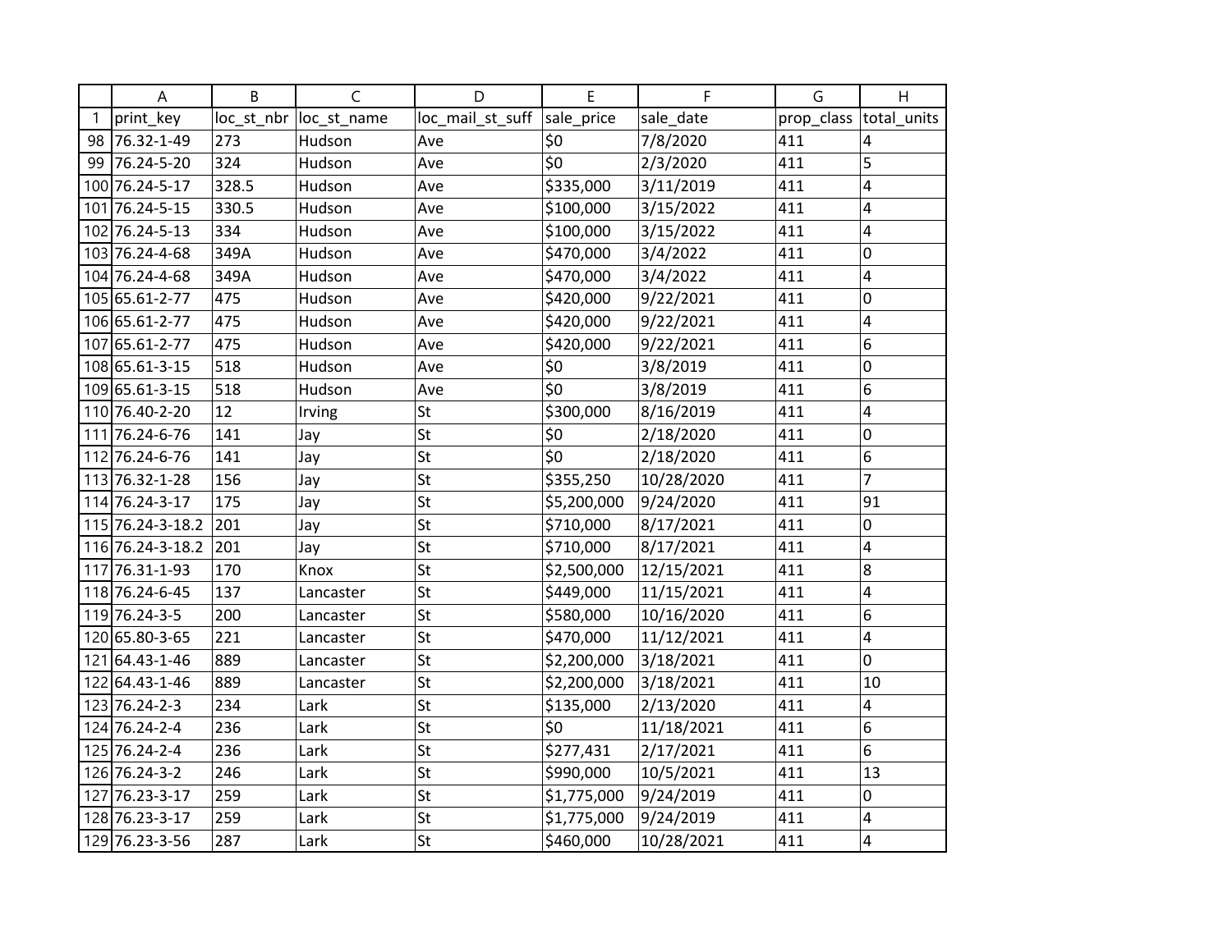| | A | B | C | D | E | F | G | H |
|---|---|---|---|---|---|---|---|---|
| 1 | print_key | loc_st_nbr | loc_st_name | loc_mail_st_suff | sale_price | sale_date | prop_class | total_units |
| 98 | 76.32-1-49 | 273 | Hudson | Ave | $0 | 7/8/2020 | 411 | 4 |
| 99 | 76.24-5-20 | 324 | Hudson | Ave | $0 | 2/3/2020 | 411 | 5 |
| 100 | 76.24-5-17 | 328.5 | Hudson | Ave | $335,000 | 3/11/2019 | 411 | 4 |
| 101 | 76.24-5-15 | 330.5 | Hudson | Ave | $100,000 | 3/15/2022 | 411 | 4 |
| 102 | 76.24-5-13 | 334 | Hudson | Ave | $100,000 | 3/15/2022 | 411 | 4 |
| 103 | 76.24-4-68 | 349A | Hudson | Ave | $470,000 | 3/4/2022 | 411 | 0 |
| 104 | 76.24-4-68 | 349A | Hudson | Ave | $470,000 | 3/4/2022 | 411 | 4 |
| 105 | 65.61-2-77 | 475 | Hudson | Ave | $420,000 | 9/22/2021 | 411 | 0 |
| 106 | 65.61-2-77 | 475 | Hudson | Ave | $420,000 | 9/22/2021 | 411 | 4 |
| 107 | 65.61-2-77 | 475 | Hudson | Ave | $420,000 | 9/22/2021 | 411 | 6 |
| 108 | 65.61-3-15 | 518 | Hudson | Ave | $0 | 3/8/2019 | 411 | 0 |
| 109 | 65.61-3-15 | 518 | Hudson | Ave | $0 | 3/8/2019 | 411 | 6 |
| 110 | 76.40-2-20 | 12 | Irving | St | $300,000 | 8/16/2019 | 411 | 4 |
| 111 | 76.24-6-76 | 141 | Jay | St | $0 | 2/18/2020 | 411 | 0 |
| 112 | 76.24-6-76 | 141 | Jay | St | $0 | 2/18/2020 | 411 | 6 |
| 113 | 76.32-1-28 | 156 | Jay | St | $355,250 | 10/28/2020 | 411 | 7 |
| 114 | 76.24-3-17 | 175 | Jay | St | $5,200,000 | 9/24/2020 | 411 | 91 |
| 115 | 76.24-3-18.2 | 201 | Jay | St | $710,000 | 8/17/2021 | 411 | 0 |
| 116 | 76.24-3-18.2 | 201 | Jay | St | $710,000 | 8/17/2021 | 411 | 4 |
| 117 | 76.31-1-93 | 170 | Knox | St | $2,500,000 | 12/15/2021 | 411 | 8 |
| 118 | 76.24-6-45 | 137 | Lancaster | St | $449,000 | 11/15/2021 | 411 | 4 |
| 119 | 76.24-3-5 | 200 | Lancaster | St | $580,000 | 10/16/2020 | 411 | 6 |
| 120 | 65.80-3-65 | 221 | Lancaster | St | $470,000 | 11/12/2021 | 411 | 4 |
| 121 | 64.43-1-46 | 889 | Lancaster | St | $2,200,000 | 3/18/2021 | 411 | 0 |
| 122 | 64.43-1-46 | 889 | Lancaster | St | $2,200,000 | 3/18/2021 | 411 | 10 |
| 123 | 76.24-2-3 | 234 | Lark | St | $135,000 | 2/13/2020 | 411 | 4 |
| 124 | 76.24-2-4 | 236 | Lark | St | $0 | 11/18/2021 | 411 | 6 |
| 125 | 76.24-2-4 | 236 | Lark | St | $277,431 | 2/17/2021 | 411 | 6 |
| 126 | 76.24-3-2 | 246 | Lark | St | $990,000 | 10/5/2021 | 411 | 13 |
| 127 | 76.23-3-17 | 259 | Lark | St | $1,775,000 | 9/24/2019 | 411 | 0 |
| 128 | 76.23-3-17 | 259 | Lark | St | $1,775,000 | 9/24/2019 | 411 | 4 |
| 129 | 76.23-3-56 | 287 | Lark | St | $460,000 | 10/28/2021 | 411 | 4 |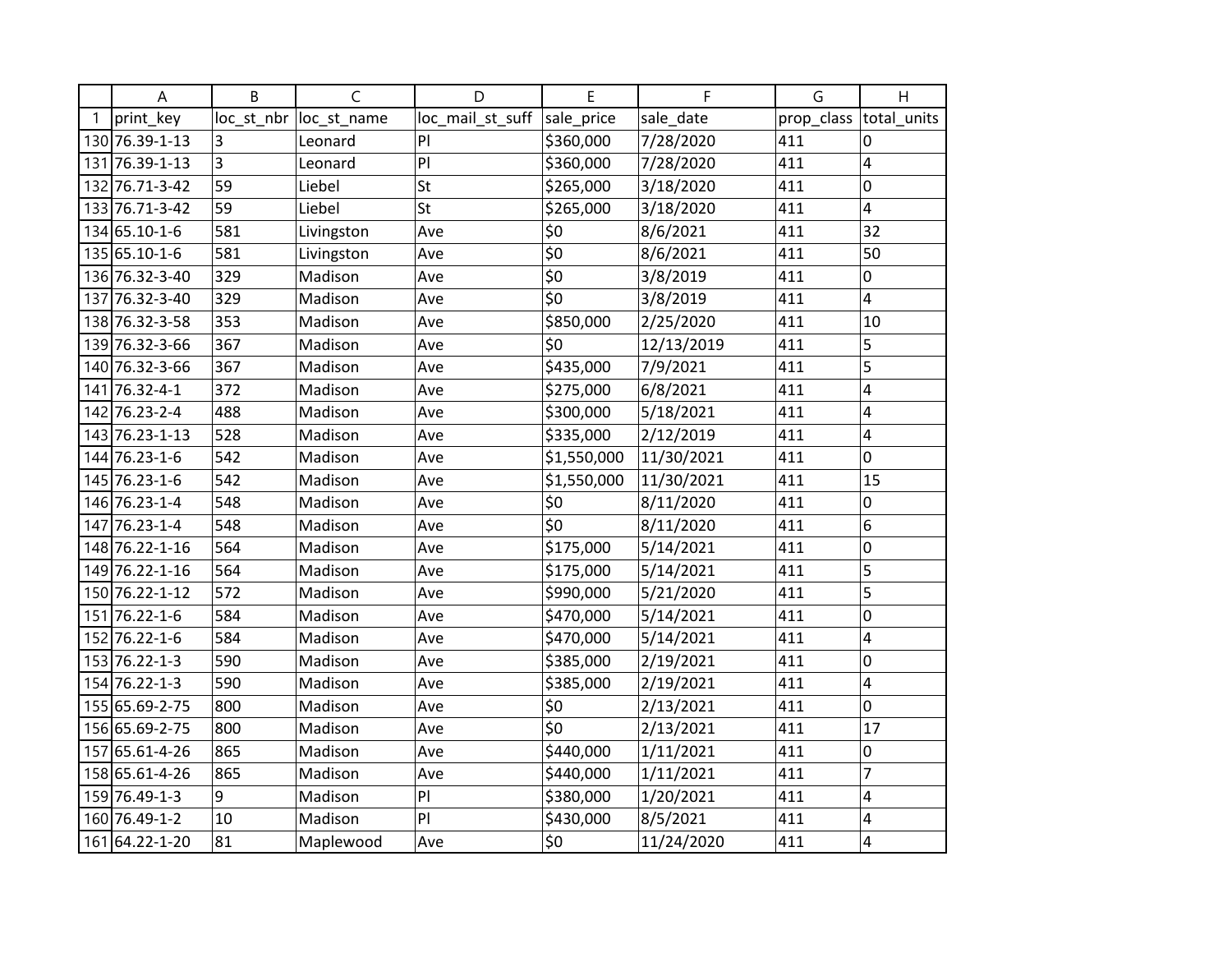| | A | B | C | D | E | F | G | H |
|---|---|---|---|---|---|---|---|---|
| 1 | print_key | loc_st_nbr | loc_st_name | loc_mail_st_suff | sale_price | sale_date | prop_class | total_units |
| 130 | 76.39-1-13 | 3 | Leonard | Pl | $360,000 | 7/28/2020 | 411 | 0 |
| 131 | 76.39-1-13 | 3 | Leonard | Pl | $360,000 | 7/28/2020 | 411 | 4 |
| 132 | 76.71-3-42 | 59 | Liebel | St | $265,000 | 3/18/2020 | 411 | 0 |
| 133 | 76.71-3-42 | 59 | Liebel | St | $265,000 | 3/18/2020 | 411 | 4 |
| 134 | 65.10-1-6 | 581 | Livingston | Ave | $0 | 8/6/2021 | 411 | 32 |
| 135 | 65.10-1-6 | 581 | Livingston | Ave | $0 | 8/6/2021 | 411 | 50 |
| 136 | 76.32-3-40 | 329 | Madison | Ave | $0 | 3/8/2019 | 411 | 0 |
| 137 | 76.32-3-40 | 329 | Madison | Ave | $0 | 3/8/2019 | 411 | 4 |
| 138 | 76.32-3-58 | 353 | Madison | Ave | $850,000 | 2/25/2020 | 411 | 10 |
| 139 | 76.32-3-66 | 367 | Madison | Ave | $0 | 12/13/2019 | 411 | 5 |
| 140 | 76.32-3-66 | 367 | Madison | Ave | $435,000 | 7/9/2021 | 411 | 5 |
| 141 | 76.32-4-1 | 372 | Madison | Ave | $275,000 | 6/8/2021 | 411 | 4 |
| 142 | 76.23-2-4 | 488 | Madison | Ave | $300,000 | 5/18/2021 | 411 | 4 |
| 143 | 76.23-1-13 | 528 | Madison | Ave | $335,000 | 2/12/2019 | 411 | 4 |
| 144 | 76.23-1-6 | 542 | Madison | Ave | $1,550,000 | 11/30/2021 | 411 | 0 |
| 145 | 76.23-1-6 | 542 | Madison | Ave | $1,550,000 | 11/30/2021 | 411 | 15 |
| 146 | 76.23-1-4 | 548 | Madison | Ave | $0 | 8/11/2020 | 411 | 0 |
| 147 | 76.23-1-4 | 548 | Madison | Ave | $0 | 8/11/2020 | 411 | 6 |
| 148 | 76.22-1-16 | 564 | Madison | Ave | $175,000 | 5/14/2021 | 411 | 0 |
| 149 | 76.22-1-16 | 564 | Madison | Ave | $175,000 | 5/14/2021 | 411 | 5 |
| 150 | 76.22-1-12 | 572 | Madison | Ave | $990,000 | 5/21/2020 | 411 | 5 |
| 151 | 76.22-1-6 | 584 | Madison | Ave | $470,000 | 5/14/2021 | 411 | 0 |
| 152 | 76.22-1-6 | 584 | Madison | Ave | $470,000 | 5/14/2021 | 411 | 4 |
| 153 | 76.22-1-3 | 590 | Madison | Ave | $385,000 | 2/19/2021 | 411 | 0 |
| 154 | 76.22-1-3 | 590 | Madison | Ave | $385,000 | 2/19/2021 | 411 | 4 |
| 155 | 65.69-2-75 | 800 | Madison | Ave | $0 | 2/13/2021 | 411 | 0 |
| 156 | 65.69-2-75 | 800 | Madison | Ave | $0 | 2/13/2021 | 411 | 17 |
| 157 | 65.61-4-26 | 865 | Madison | Ave | $440,000 | 1/11/2021 | 411 | 0 |
| 158 | 65.61-4-26 | 865 | Madison | Ave | $440,000 | 1/11/2021 | 411 | 7 |
| 159 | 76.49-1-3 | 9 | Madison | Pl | $380,000 | 1/20/2021 | 411 | 4 |
| 160 | 76.49-1-2 | 10 | Madison | Pl | $430,000 | 8/5/2021 | 411 | 4 |
| 161 | 64.22-1-20 | 81 | Maplewood | Ave | $0 | 11/24/2020 | 411 | 4 |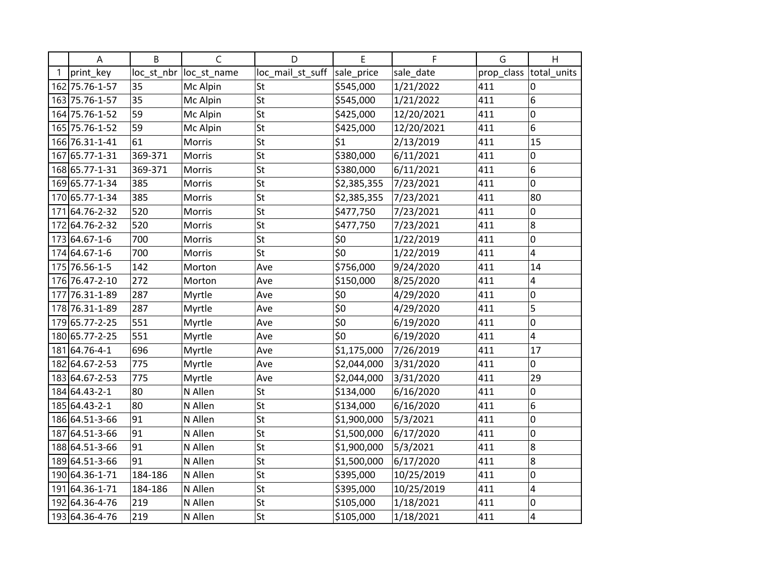|  | A | B | C | D | E | F | G | H |
|---|---|---|---|---|---|---|---|---|
| 1 | print_key | loc_st_nbr | loc_st_name | loc_mail_st_suff | sale_price | sale_date | prop_class | total_units |
| 162 | 75.76-1-57 | 35 | Mc Alpin | St | $545,000 | 1/21/2022 | 411 | 0 |
| 163 | 75.76-1-57 | 35 | Mc Alpin | St | $545,000 | 1/21/2022 | 411 | 6 |
| 164 | 75.76-1-52 | 59 | Mc Alpin | St | $425,000 | 12/20/2021 | 411 | 0 |
| 165 | 75.76-1-52 | 59 | Mc Alpin | St | $425,000 | 12/20/2021 | 411 | 6 |
| 166 | 76.31-1-41 | 61 | Morris | St | $1 | 2/13/2019 | 411 | 15 |
| 167 | 65.77-1-31 | 369-371 | Morris | St | $380,000 | 6/11/2021 | 411 | 0 |
| 168 | 65.77-1-31 | 369-371 | Morris | St | $380,000 | 6/11/2021 | 411 | 6 |
| 169 | 65.77-1-34 | 385 | Morris | St | $2,385,355 | 7/23/2021 | 411 | 0 |
| 170 | 65.77-1-34 | 385 | Morris | St | $2,385,355 | 7/23/2021 | 411 | 80 |
| 171 | 64.76-2-32 | 520 | Morris | St | $477,750 | 7/23/2021 | 411 | 0 |
| 172 | 64.76-2-32 | 520 | Morris | St | $477,750 | 7/23/2021 | 411 | 8 |
| 173 | 64.67-1-6 | 700 | Morris | St | $0 | 1/22/2019 | 411 | 0 |
| 174 | 64.67-1-6 | 700 | Morris | St | $0 | 1/22/2019 | 411 | 4 |
| 175 | 76.56-1-5 | 142 | Morton | Ave | $756,000 | 9/24/2020 | 411 | 14 |
| 176 | 76.47-2-10 | 272 | Morton | Ave | $150,000 | 8/25/2020 | 411 | 4 |
| 177 | 76.31-1-89 | 287 | Myrtle | Ave | $0 | 4/29/2020 | 411 | 0 |
| 178 | 76.31-1-89 | 287 | Myrtle | Ave | $0 | 4/29/2020 | 411 | 5 |
| 179 | 65.77-2-25 | 551 | Myrtle | Ave | $0 | 6/19/2020 | 411 | 0 |
| 180 | 65.77-2-25 | 551 | Myrtle | Ave | $0 | 6/19/2020 | 411 | 4 |
| 181 | 64.76-4-1 | 696 | Myrtle | Ave | $1,175,000 | 7/26/2019 | 411 | 17 |
| 182 | 64.67-2-53 | 775 | Myrtle | Ave | $2,044,000 | 3/31/2020 | 411 | 0 |
| 183 | 64.67-2-53 | 775 | Myrtle | Ave | $2,044,000 | 3/31/2020 | 411 | 29 |
| 184 | 64.43-2-1 | 80 | N Allen | St | $134,000 | 6/16/2020 | 411 | 0 |
| 185 | 64.43-2-1 | 80 | N Allen | St | $134,000 | 6/16/2020 | 411 | 6 |
| 186 | 64.51-3-66 | 91 | N Allen | St | $1,900,000 | 5/3/2021 | 411 | 0 |
| 187 | 64.51-3-66 | 91 | N Allen | St | $1,500,000 | 6/17/2020 | 411 | 0 |
| 188 | 64.51-3-66 | 91 | N Allen | St | $1,900,000 | 5/3/2021 | 411 | 8 |
| 189 | 64.51-3-66 | 91 | N Allen | St | $1,500,000 | 6/17/2020 | 411 | 8 |
| 190 | 64.36-1-71 | 184-186 | N Allen | St | $395,000 | 10/25/2019 | 411 | 0 |
| 191 | 64.36-1-71 | 184-186 | N Allen | St | $395,000 | 10/25/2019 | 411 | 4 |
| 192 | 64.36-4-76 | 219 | N Allen | St | $105,000 | 1/18/2021 | 411 | 0 |
| 193 | 64.36-4-76 | 219 | N Allen | St | $105,000 | 1/18/2021 | 411 | 4 |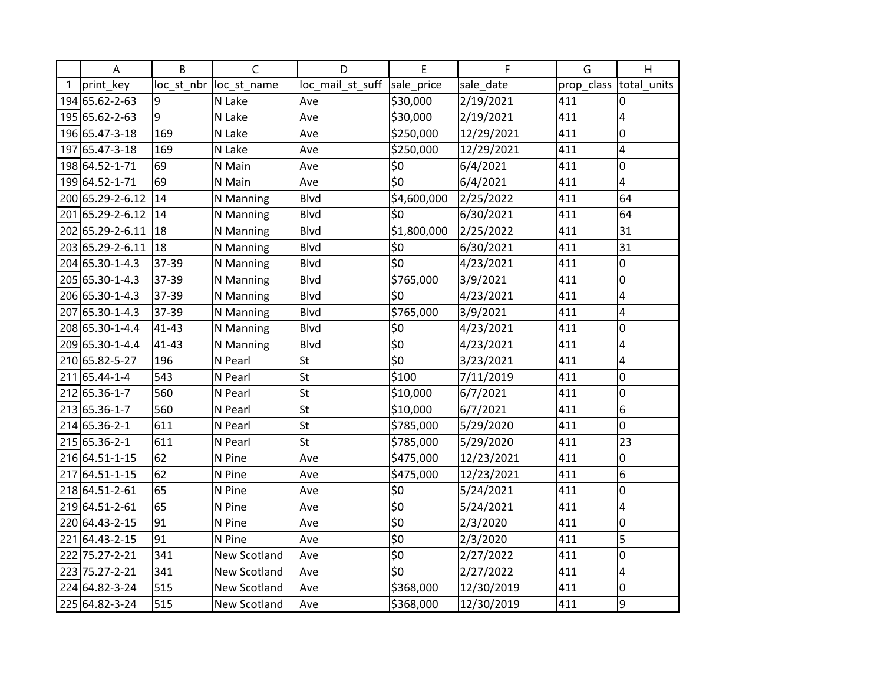| | A | B | C | D | E | F | G | H |
|---|---|---|---|---|---|---|---|---|
| 1 | print_key | loc_st_nbr | loc_st_name | loc_mail_st_suff | sale_price | sale_date | prop_class | total_units |
| 194 | 65.62-2-63 | 9 | N Lake | Ave | $30,000 | 2/19/2021 | 411 | 0 |
| 195 | 65.62-2-63 | 9 | N Lake | Ave | $30,000 | 2/19/2021 | 411 | 4 |
| 196 | 65.47-3-18 | 169 | N Lake | Ave | $250,000 | 12/29/2021 | 411 | 0 |
| 197 | 65.47-3-18 | 169 | N Lake | Ave | $250,000 | 12/29/2021 | 411 | 4 |
| 198 | 64.52-1-71 | 69 | N Main | Ave | $0 | 6/4/2021 | 411 | 0 |
| 199 | 64.52-1-71 | 69 | N Main | Ave | $0 | 6/4/2021 | 411 | 4 |
| 200 | 65.29-2-6.12 | 14 | N Manning | Blvd | $4,600,000 | 2/25/2022 | 411 | 64 |
| 201 | 65.29-2-6.12 | 14 | N Manning | Blvd | $0 | 6/30/2021 | 411 | 64 |
| 202 | 65.29-2-6.11 | 18 | N Manning | Blvd | $1,800,000 | 2/25/2022 | 411 | 31 |
| 203 | 65.29-2-6.11 | 18 | N Manning | Blvd | $0 | 6/30/2021 | 411 | 31 |
| 204 | 65.30-1-4.3 | 37-39 | N Manning | Blvd | $0 | 4/23/2021 | 411 | 0 |
| 205 | 65.30-1-4.3 | 37-39 | N Manning | Blvd | $765,000 | 3/9/2021 | 411 | 0 |
| 206 | 65.30-1-4.3 | 37-39 | N Manning | Blvd | $0 | 4/23/2021 | 411 | 4 |
| 207 | 65.30-1-4.3 | 37-39 | N Manning | Blvd | $765,000 | 3/9/2021 | 411 | 4 |
| 208 | 65.30-1-4.4 | 41-43 | N Manning | Blvd | $0 | 4/23/2021 | 411 | 0 |
| 209 | 65.30-1-4.4 | 41-43 | N Manning | Blvd | $0 | 4/23/2021 | 411 | 4 |
| 210 | 65.82-5-27 | 196 | N Pearl | St | $0 | 3/23/2021 | 411 | 4 |
| 211 | 65.44-1-4 | 543 | N Pearl | St | $100 | 7/11/2019 | 411 | 0 |
| 212 | 65.36-1-7 | 560 | N Pearl | St | $10,000 | 6/7/2021 | 411 | 0 |
| 213 | 65.36-1-7 | 560 | N Pearl | St | $10,000 | 6/7/2021 | 411 | 6 |
| 214 | 65.36-2-1 | 611 | N Pearl | St | $785,000 | 5/29/2020 | 411 | 0 |
| 215 | 65.36-2-1 | 611 | N Pearl | St | $785,000 | 5/29/2020 | 411 | 23 |
| 216 | 64.51-1-15 | 62 | N Pine | Ave | $475,000 | 12/23/2021 | 411 | 0 |
| 217 | 64.51-1-15 | 62 | N Pine | Ave | $475,000 | 12/23/2021 | 411 | 6 |
| 218 | 64.51-2-61 | 65 | N Pine | Ave | $0 | 5/24/2021 | 411 | 0 |
| 219 | 64.51-2-61 | 65 | N Pine | Ave | $0 | 5/24/2021 | 411 | 4 |
| 220 | 64.43-2-15 | 91 | N Pine | Ave | $0 | 2/3/2020 | 411 | 0 |
| 221 | 64.43-2-15 | 91 | N Pine | Ave | $0 | 2/3/2020 | 411 | 5 |
| 222 | 75.27-2-21 | 341 | New Scotland | Ave | $0 | 2/27/2022 | 411 | 0 |
| 223 | 75.27-2-21 | 341 | New Scotland | Ave | $0 | 2/27/2022 | 411 | 4 |
| 224 | 64.82-3-24 | 515 | New Scotland | Ave | $368,000 | 12/30/2019 | 411 | 0 |
| 225 | 64.82-3-24 | 515 | New Scotland | Ave | $368,000 | 12/30/2019 | 411 | 9 |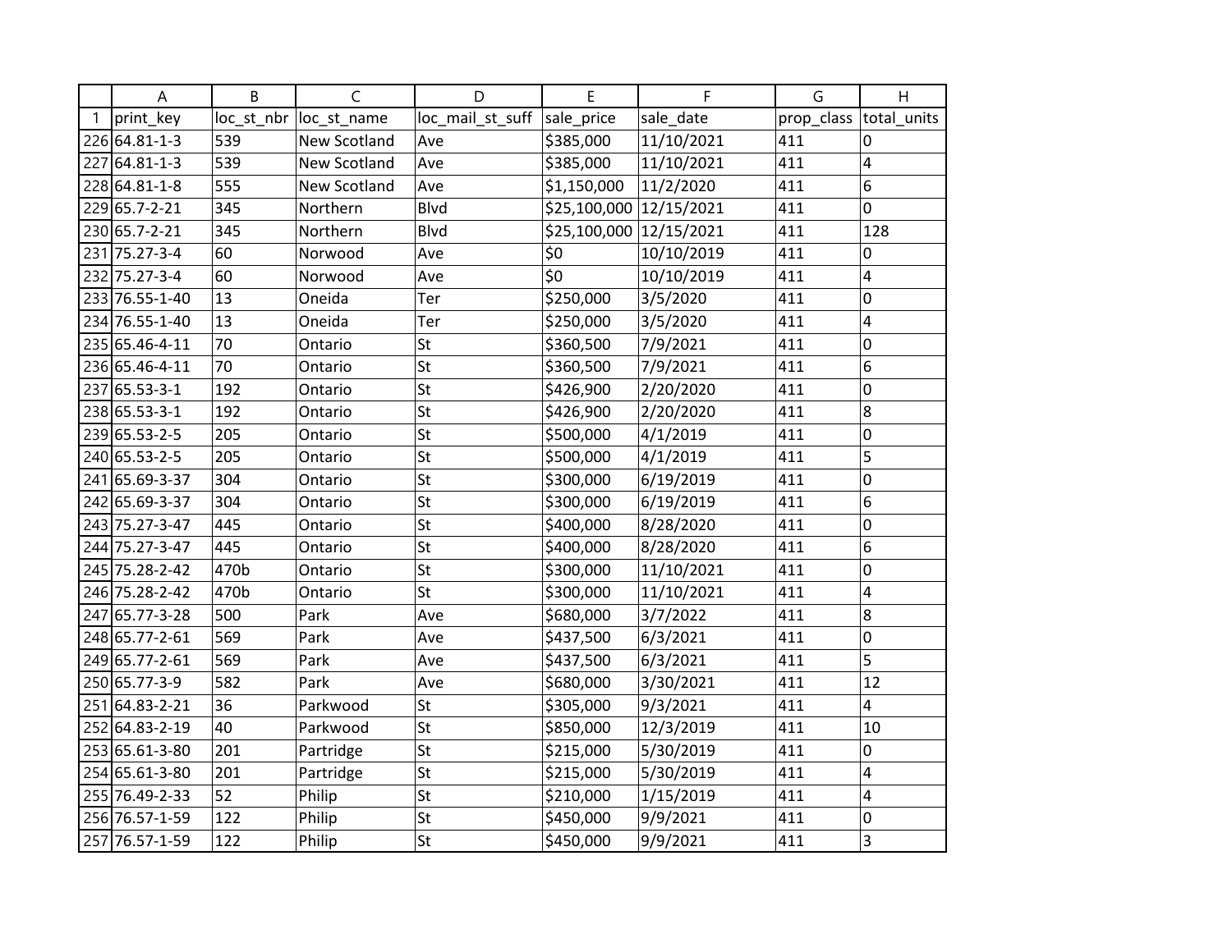| | A | B | C | D | E | F | G | H |
|---|---|---|---|---|---|---|---|---|
| 1 | print_key | loc_st_nbr | loc_st_name | loc_mail_st_suff | sale_price | sale_date | prop_class | total_units |
| 226 | 64.81-1-3 | 539 | New Scotland | Ave | $385,000 | 11/10/2021 | 411 | 0 |
| 227 | 64.81-1-3 | 539 | New Scotland | Ave | $385,000 | 11/10/2021 | 411 | 4 |
| 228 | 64.81-1-8 | 555 | New Scotland | Ave | $1,150,000 | 11/2/2020 | 411 | 6 |
| 229 | 65.7-2-21 | 345 | Northern | Blvd | $25,100,000 | 12/15/2021 | 411 | 0 |
| 230 | 65.7-2-21 | 345 | Northern | Blvd | $25,100,000 | 12/15/2021 | 411 | 128 |
| 231 | 75.27-3-4 | 60 | Norwood | Ave | $0 | 10/10/2019 | 411 | 0 |
| 232 | 75.27-3-4 | 60 | Norwood | Ave | $0 | 10/10/2019 | 411 | 4 |
| 233 | 76.55-1-40 | 13 | Oneida | Ter | $250,000 | 3/5/2020 | 411 | 0 |
| 234 | 76.55-1-40 | 13 | Oneida | Ter | $250,000 | 3/5/2020 | 411 | 4 |
| 235 | 65.46-4-11 | 70 | Ontario | St | $360,500 | 7/9/2021 | 411 | 0 |
| 236 | 65.46-4-11 | 70 | Ontario | St | $360,500 | 7/9/2021 | 411 | 6 |
| 237 | 65.53-3-1 | 192 | Ontario | St | $426,900 | 2/20/2020 | 411 | 0 |
| 238 | 65.53-3-1 | 192 | Ontario | St | $426,900 | 2/20/2020 | 411 | 8 |
| 239 | 65.53-2-5 | 205 | Ontario | St | $500,000 | 4/1/2019 | 411 | 0 |
| 240 | 65.53-2-5 | 205 | Ontario | St | $500,000 | 4/1/2019 | 411 | 5 |
| 241 | 65.69-3-37 | 304 | Ontario | St | $300,000 | 6/19/2019 | 411 | 0 |
| 242 | 65.69-3-37 | 304 | Ontario | St | $300,000 | 6/19/2019 | 411 | 6 |
| 243 | 75.27-3-47 | 445 | Ontario | St | $400,000 | 8/28/2020 | 411 | 0 |
| 244 | 75.27-3-47 | 445 | Ontario | St | $400,000 | 8/28/2020 | 411 | 6 |
| 245 | 75.28-2-42 | 470b | Ontario | St | $300,000 | 11/10/2021 | 411 | 0 |
| 246 | 75.28-2-42 | 470b | Ontario | St | $300,000 | 11/10/2021 | 411 | 4 |
| 247 | 65.77-3-28 | 500 | Park | Ave | $680,000 | 3/7/2022 | 411 | 8 |
| 248 | 65.77-2-61 | 569 | Park | Ave | $437,500 | 6/3/2021 | 411 | 0 |
| 249 | 65.77-2-61 | 569 | Park | Ave | $437,500 | 6/3/2021 | 411 | 5 |
| 250 | 65.77-3-9 | 582 | Park | Ave | $680,000 | 3/30/2021 | 411 | 12 |
| 251 | 64.83-2-21 | 36 | Parkwood | St | $305,000 | 9/3/2021 | 411 | 4 |
| 252 | 64.83-2-19 | 40 | Parkwood | St | $850,000 | 12/3/2019 | 411 | 10 |
| 253 | 65.61-3-80 | 201 | Partridge | St | $215,000 | 5/30/2019 | 411 | 0 |
| 254 | 65.61-3-80 | 201 | Partridge | St | $215,000 | 5/30/2019 | 411 | 4 |
| 255 | 76.49-2-33 | 52 | Philip | St | $210,000 | 1/15/2019 | 411 | 4 |
| 256 | 76.57-1-59 | 122 | Philip | St | $450,000 | 9/9/2021 | 411 | 0 |
| 257 | 76.57-1-59 | 122 | Philip | St | $450,000 | 9/9/2021 | 411 | 3 |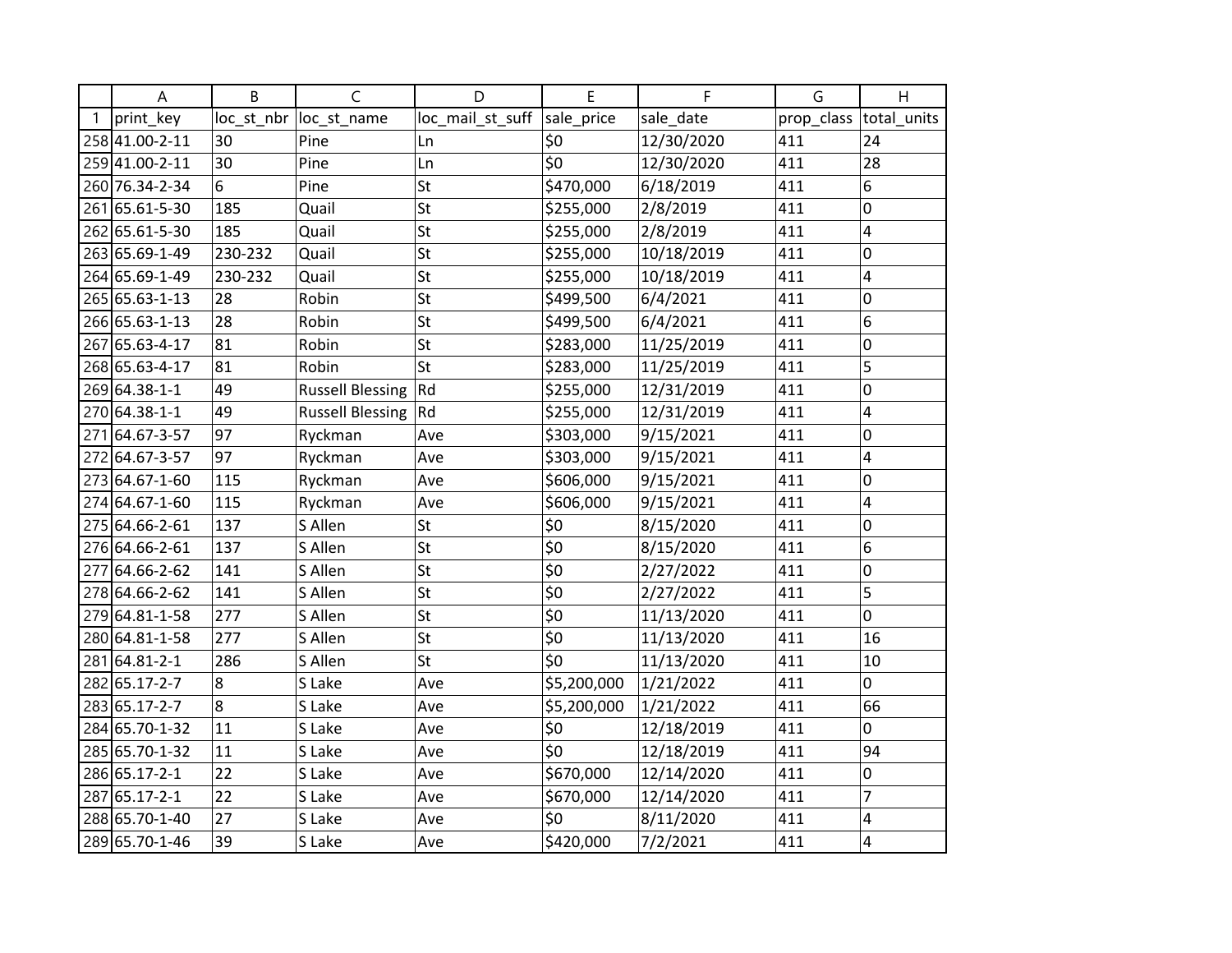| | A | B | C | D | E | F | G | H |
|---|---|---|---|---|---|---|---|---|
| 1 | print_key | loc_st_nbr | loc_st_name | loc_mail_st_suff | sale_price | sale_date | prop_class | total_units |
| 258 | 41.00-2-11 | 30 | Pine | Ln | $0 | 12/30/2020 | 411 | 24 |
| 259 | 41.00-2-11 | 30 | Pine | Ln | $0 | 12/30/2020 | 411 | 28 |
| 260 | 76.34-2-34 | 6 | Pine | St | $470,000 | 6/18/2019 | 411 | 6 |
| 261 | 65.61-5-30 | 185 | Quail | St | $255,000 | 2/8/2019 | 411 | 0 |
| 262 | 65.61-5-30 | 185 | Quail | St | $255,000 | 2/8/2019 | 411 | 4 |
| 263 | 65.69-1-49 | 230-232 | Quail | St | $255,000 | 10/18/2019 | 411 | 0 |
| 264 | 65.69-1-49 | 230-232 | Quail | St | $255,000 | 10/18/2019 | 411 | 4 |
| 265 | 65.63-1-13 | 28 | Robin | St | $499,500 | 6/4/2021 | 411 | 0 |
| 266 | 65.63-1-13 | 28 | Robin | St | $499,500 | 6/4/2021 | 411 | 6 |
| 267 | 65.63-4-17 | 81 | Robin | St | $283,000 | 11/25/2019 | 411 | 0 |
| 268 | 65.63-4-17 | 81 | Robin | St | $283,000 | 11/25/2019 | 411 | 5 |
| 269 | 64.38-1-1 | 49 | Russell Blessing | Rd | $255,000 | 12/31/2019 | 411 | 0 |
| 270 | 64.38-1-1 | 49 | Russell Blessing | Rd | $255,000 | 12/31/2019 | 411 | 4 |
| 271 | 64.67-3-57 | 97 | Ryckman | Ave | $303,000 | 9/15/2021 | 411 | 0 |
| 272 | 64.67-3-57 | 97 | Ryckman | Ave | $303,000 | 9/15/2021 | 411 | 4 |
| 273 | 64.67-1-60 | 115 | Ryckman | Ave | $606,000 | 9/15/2021 | 411 | 0 |
| 274 | 64.67-1-60 | 115 | Ryckman | Ave | $606,000 | 9/15/2021 | 411 | 4 |
| 275 | 64.66-2-61 | 137 | S Allen | St | $0 | 8/15/2020 | 411 | 0 |
| 276 | 64.66-2-61 | 137 | S Allen | St | $0 | 8/15/2020 | 411 | 6 |
| 277 | 64.66-2-62 | 141 | S Allen | St | $0 | 2/27/2022 | 411 | 0 |
| 278 | 64.66-2-62 | 141 | S Allen | St | $0 | 2/27/2022 | 411 | 5 |
| 279 | 64.81-1-58 | 277 | S Allen | St | $0 | 11/13/2020 | 411 | 0 |
| 280 | 64.81-1-58 | 277 | S Allen | St | $0 | 11/13/2020 | 411 | 16 |
| 281 | 64.81-2-1 | 286 | S Allen | St | $0 | 11/13/2020 | 411 | 10 |
| 282 | 65.17-2-7 | 8 | S Lake | Ave | $5,200,000 | 1/21/2022 | 411 | 0 |
| 283 | 65.17-2-7 | 8 | S Lake | Ave | $5,200,000 | 1/21/2022 | 411 | 66 |
| 284 | 65.70-1-32 | 11 | S Lake | Ave | $0 | 12/18/2019 | 411 | 0 |
| 285 | 65.70-1-32 | 11 | S Lake | Ave | $0 | 12/18/2019 | 411 | 94 |
| 286 | 65.17-2-1 | 22 | S Lake | Ave | $670,000 | 12/14/2020 | 411 | 0 |
| 287 | 65.17-2-1 | 22 | S Lake | Ave | $670,000 | 12/14/2020 | 411 | 7 |
| 288 | 65.70-1-40 | 27 | S Lake | Ave | $0 | 8/11/2020 | 411 | 4 |
| 289 | 65.70-1-46 | 39 | S Lake | Ave | $420,000 | 7/2/2021 | 411 | 4 |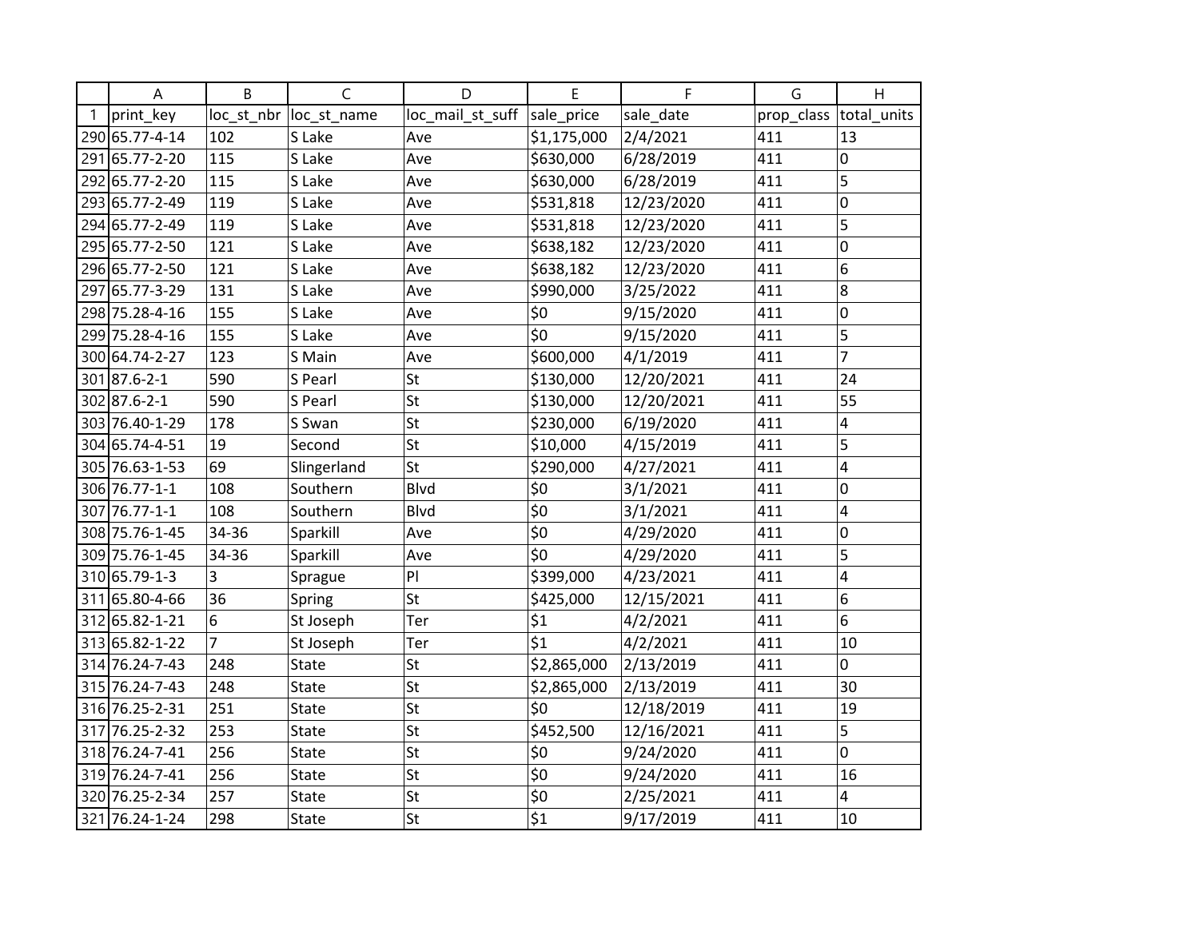| | A | B | C | D | E | F | G | H |
|---|---|---|---|---|---|---|---|---|
| 1 | print_key | loc_st_nbr | loc_st_name | loc_mail_st_suff | sale_price | sale_date | prop_class | total_units |
| 290 | 65.77-4-14 | 102 | S Lake | Ave | $1,175,000 | 2/4/2021 | 411 | 13 |
| 291 | 65.77-2-20 | 115 | S Lake | Ave | $630,000 | 6/28/2019 | 411 | 0 |
| 292 | 65.77-2-20 | 115 | S Lake | Ave | $630,000 | 6/28/2019 | 411 | 5 |
| 293 | 65.77-2-49 | 119 | S Lake | Ave | $531,818 | 12/23/2020 | 411 | 0 |
| 294 | 65.77-2-49 | 119 | S Lake | Ave | $531,818 | 12/23/2020 | 411 | 5 |
| 295 | 65.77-2-50 | 121 | S Lake | Ave | $638,182 | 12/23/2020 | 411 | 0 |
| 296 | 65.77-2-50 | 121 | S Lake | Ave | $638,182 | 12/23/2020 | 411 | 6 |
| 297 | 65.77-3-29 | 131 | S Lake | Ave | $990,000 | 3/25/2022 | 411 | 8 |
| 298 | 75.28-4-16 | 155 | S Lake | Ave | $0 | 9/15/2020 | 411 | 0 |
| 299 | 75.28-4-16 | 155 | S Lake | Ave | $0 | 9/15/2020 | 411 | 5 |
| 300 | 64.74-2-27 | 123 | S Main | Ave | $600,000 | 4/1/2019 | 411 | 7 |
| 301 | 87.6-2-1 | 590 | S Pearl | St | $130,000 | 12/20/2021 | 411 | 24 |
| 302 | 87.6-2-1 | 590 | S Pearl | St | $130,000 | 12/20/2021 | 411 | 55 |
| 303 | 76.40-1-29 | 178 | S Swan | St | $230,000 | 6/19/2020 | 411 | 4 |
| 304 | 65.74-4-51 | 19 | Second | St | $10,000 | 4/15/2019 | 411 | 5 |
| 305 | 76.63-1-53 | 69 | Slingerland | St | $290,000 | 4/27/2021 | 411 | 4 |
| 306 | 76.77-1-1 | 108 | Southern | Blvd | $0 | 3/1/2021 | 411 | 0 |
| 307 | 76.77-1-1 | 108 | Southern | Blvd | $0 | 3/1/2021 | 411 | 4 |
| 308 | 75.76-1-45 | 34-36 | Sparkill | Ave | $0 | 4/29/2020 | 411 | 0 |
| 309 | 75.76-1-45 | 34-36 | Sparkill | Ave | $0 | 4/29/2020 | 411 | 5 |
| 310 | 65.79-1-3 | 3 | Sprague | Pl | $399,000 | 4/23/2021 | 411 | 4 |
| 311 | 65.80-4-66 | 36 | Spring | St | $425,000 | 12/15/2021 | 411 | 6 |
| 312 | 65.82-1-21 | 6 | St Joseph | Ter | $1 | 4/2/2021 | 411 | 6 |
| 313 | 65.82-1-22 | 7 | St Joseph | Ter | $1 | 4/2/2021 | 411 | 10 |
| 314 | 76.24-7-43 | 248 | State | St | $2,865,000 | 2/13/2019 | 411 | 0 |
| 315 | 76.24-7-43 | 248 | State | St | $2,865,000 | 2/13/2019 | 411 | 30 |
| 316 | 76.25-2-31 | 251 | State | St | $0 | 12/18/2019 | 411 | 19 |
| 317 | 76.25-2-32 | 253 | State | St | $452,500 | 12/16/2021 | 411 | 5 |
| 318 | 76.24-7-41 | 256 | State | St | $0 | 9/24/2020 | 411 | 0 |
| 319 | 76.24-7-41 | 256 | State | St | $0 | 9/24/2020 | 411 | 16 |
| 320 | 76.25-2-34 | 257 | State | St | $0 | 2/25/2021 | 411 | 4 |
| 321 | 76.24-1-24 | 298 | State | St | $1 | 9/17/2019 | 411 | 10 |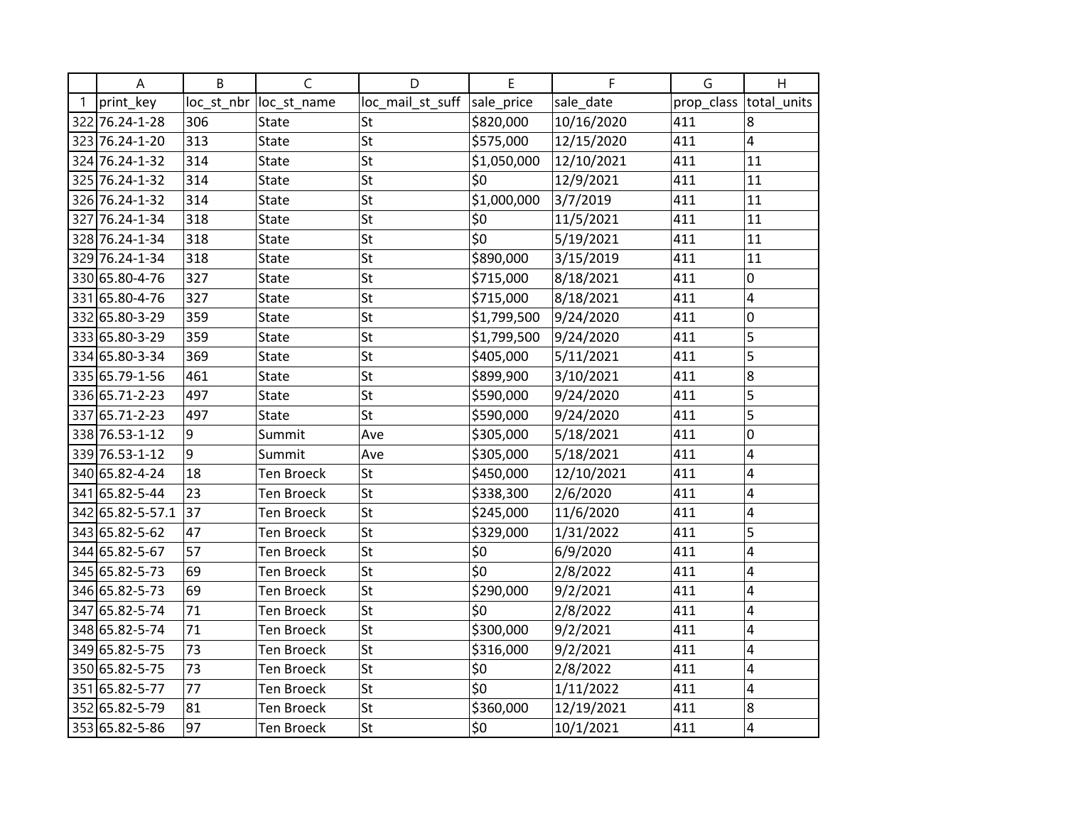| | A | B | C | D | E | F | G | H |
|---|---|---|---|---|---|---|---|---|
| 1 | print_key | loc_st_nbr | loc_st_name | loc_mail_st_suff | sale_price | sale_date | prop_class | total_units |
| 322 | 76.24-1-28 | 306 | State | St | $820,000 | 10/16/2020 | 411 | 8 |
| 323 | 76.24-1-20 | 313 | State | St | $575,000 | 12/15/2020 | 411 | 4 |
| 324 | 76.24-1-32 | 314 | State | St | $1,050,000 | 12/10/2021 | 411 | 11 |
| 325 | 76.24-1-32 | 314 | State | St | $0 | 12/9/2021 | 411 | 11 |
| 326 | 76.24-1-32 | 314 | State | St | $1,000,000 | 3/7/2019 | 411 | 11 |
| 327 | 76.24-1-34 | 318 | State | St | $0 | 11/5/2021 | 411 | 11 |
| 328 | 76.24-1-34 | 318 | State | St | $0 | 5/19/2021 | 411 | 11 |
| 329 | 76.24-1-34 | 318 | State | St | $890,000 | 3/15/2019 | 411 | 11 |
| 330 | 65.80-4-76 | 327 | State | St | $715,000 | 8/18/2021 | 411 | 0 |
| 331 | 65.80-4-76 | 327 | State | St | $715,000 | 8/18/2021 | 411 | 4 |
| 332 | 65.80-3-29 | 359 | State | St | $1,799,500 | 9/24/2020 | 411 | 0 |
| 333 | 65.80-3-29 | 359 | State | St | $1,799,500 | 9/24/2020 | 411 | 5 |
| 334 | 65.80-3-34 | 369 | State | St | $405,000 | 5/11/2021 | 411 | 5 |
| 335 | 65.79-1-56 | 461 | State | St | $899,900 | 3/10/2021 | 411 | 8 |
| 336 | 65.71-2-23 | 497 | State | St | $590,000 | 9/24/2020 | 411 | 5 |
| 337 | 65.71-2-23 | 497 | State | St | $590,000 | 9/24/2020 | 411 | 5 |
| 338 | 76.53-1-12 | 9 | Summit | Ave | $305,000 | 5/18/2021 | 411 | 0 |
| 339 | 76.53-1-12 | 9 | Summit | Ave | $305,000 | 5/18/2021 | 411 | 4 |
| 340 | 65.82-4-24 | 18 | Ten Broeck | St | $450,000 | 12/10/2021 | 411 | 4 |
| 341 | 65.82-5-44 | 23 | Ten Broeck | St | $338,300 | 2/6/2020 | 411 | 4 |
| 342 | 65.82-5-57.1 | 37 | Ten Broeck | St | $245,000 | 11/6/2020 | 411 | 4 |
| 343 | 65.82-5-62 | 47 | Ten Broeck | St | $329,000 | 1/31/2022 | 411 | 5 |
| 344 | 65.82-5-67 | 57 | Ten Broeck | St | $0 | 6/9/2020 | 411 | 4 |
| 345 | 65.82-5-73 | 69 | Ten Broeck | St | $0 | 2/8/2022 | 411 | 4 |
| 346 | 65.82-5-73 | 69 | Ten Broeck | St | $290,000 | 9/2/2021 | 411 | 4 |
| 347 | 65.82-5-74 | 71 | Ten Broeck | St | $0 | 2/8/2022 | 411 | 4 |
| 348 | 65.82-5-74 | 71 | Ten Broeck | St | $300,000 | 9/2/2021 | 411 | 4 |
| 349 | 65.82-5-75 | 73 | Ten Broeck | St | $316,000 | 9/2/2021 | 411 | 4 |
| 350 | 65.82-5-75 | 73 | Ten Broeck | St | $0 | 2/8/2022 | 411 | 4 |
| 351 | 65.82-5-77 | 77 | Ten Broeck | St | $0 | 1/11/2022 | 411 | 4 |
| 352 | 65.82-5-79 | 81 | Ten Broeck | St | $360,000 | 12/19/2021 | 411 | 8 |
| 353 | 65.82-5-86 | 97 | Ten Broeck | St | $0 | 10/1/2021 | 411 | 4 |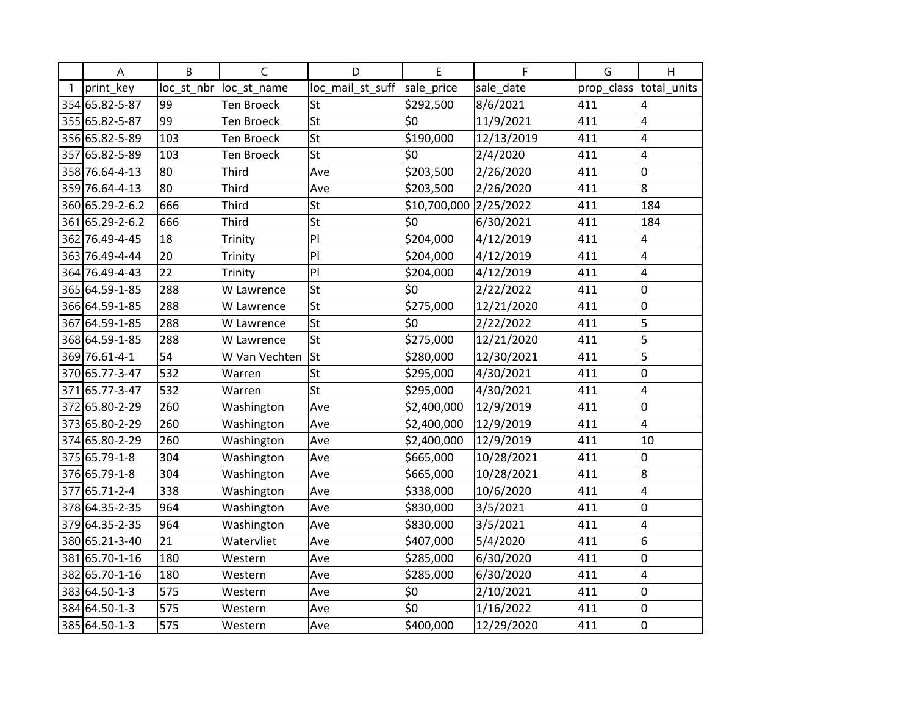| | A | B | C | D | E | F | G | H |
|---|---|---|---|---|---|---|---|---|
| 1 | print_key | loc_st_nbr | loc_st_name | loc_mail_st_suff | sale_price | sale_date | prop_class | total_units |
| 354 | 65.82-5-87 | 99 | Ten Broeck | St | $292,500 | 8/6/2021 | 411 | 4 |
| 355 | 65.82-5-87 | 99 | Ten Broeck | St | $0 | 11/9/2021 | 411 | 4 |
| 356 | 65.82-5-89 | 103 | Ten Broeck | St | $190,000 | 12/13/2019 | 411 | 4 |
| 357 | 65.82-5-89 | 103 | Ten Broeck | St | $0 | 2/4/2020 | 411 | 4 |
| 358 | 76.64-4-13 | 80 | Third | Ave | $203,500 | 2/26/2020 | 411 | 0 |
| 359 | 76.64-4-13 | 80 | Third | Ave | $203,500 | 2/26/2020 | 411 | 8 |
| 360 | 65.29-2-6.2 | 666 | Third | St | $10,700,000 | 2/25/2022 | 411 | 184 |
| 361 | 65.29-2-6.2 | 666 | Third | St | $0 | 6/30/2021 | 411 | 184 |
| 362 | 76.49-4-45 | 18 | Trinity | Pl | $204,000 | 4/12/2019 | 411 | 4 |
| 363 | 76.49-4-44 | 20 | Trinity | Pl | $204,000 | 4/12/2019 | 411 | 4 |
| 364 | 76.49-4-43 | 22 | Trinity | Pl | $204,000 | 4/12/2019 | 411 | 4 |
| 365 | 64.59-1-85 | 288 | W Lawrence | St | $0 | 2/22/2022 | 411 | 0 |
| 366 | 64.59-1-85 | 288 | W Lawrence | St | $275,000 | 12/21/2020 | 411 | 0 |
| 367 | 64.59-1-85 | 288 | W Lawrence | St | $0 | 2/22/2022 | 411 | 5 |
| 368 | 64.59-1-85 | 288 | W Lawrence | St | $275,000 | 12/21/2020 | 411 | 5 |
| 369 | 76.61-4-1 | 54 | W Van Vechten | St | $280,000 | 12/30/2021 | 411 | 5 |
| 370 | 65.77-3-47 | 532 | Warren | St | $295,000 | 4/30/2021 | 411 | 0 |
| 371 | 65.77-3-47 | 532 | Warren | St | $295,000 | 4/30/2021 | 411 | 4 |
| 372 | 65.80-2-29 | 260 | Washington | Ave | $2,400,000 | 12/9/2019 | 411 | 0 |
| 373 | 65.80-2-29 | 260 | Washington | Ave | $2,400,000 | 12/9/2019 | 411 | 4 |
| 374 | 65.80-2-29 | 260 | Washington | Ave | $2,400,000 | 12/9/2019 | 411 | 10 |
| 375 | 65.79-1-8 | 304 | Washington | Ave | $665,000 | 10/28/2021 | 411 | 0 |
| 376 | 65.79-1-8 | 304 | Washington | Ave | $665,000 | 10/28/2021 | 411 | 8 |
| 377 | 65.71-2-4 | 338 | Washington | Ave | $338,000 | 10/6/2020 | 411 | 4 |
| 378 | 64.35-2-35 | 964 | Washington | Ave | $830,000 | 3/5/2021 | 411 | 0 |
| 379 | 64.35-2-35 | 964 | Washington | Ave | $830,000 | 3/5/2021 | 411 | 4 |
| 380 | 65.21-3-40 | 21 | Watervliet | Ave | $407,000 | 5/4/2020 | 411 | 6 |
| 381 | 65.70-1-16 | 180 | Western | Ave | $285,000 | 6/30/2020 | 411 | 0 |
| 382 | 65.70-1-16 | 180 | Western | Ave | $285,000 | 6/30/2020 | 411 | 4 |
| 383 | 64.50-1-3 | 575 | Western | Ave | $0 | 2/10/2021 | 411 | 0 |
| 384 | 64.50-1-3 | 575 | Western | Ave | $0 | 1/16/2022 | 411 | 0 |
| 385 | 64.50-1-3 | 575 | Western | Ave | $400,000 | 12/29/2020 | 411 | 0 |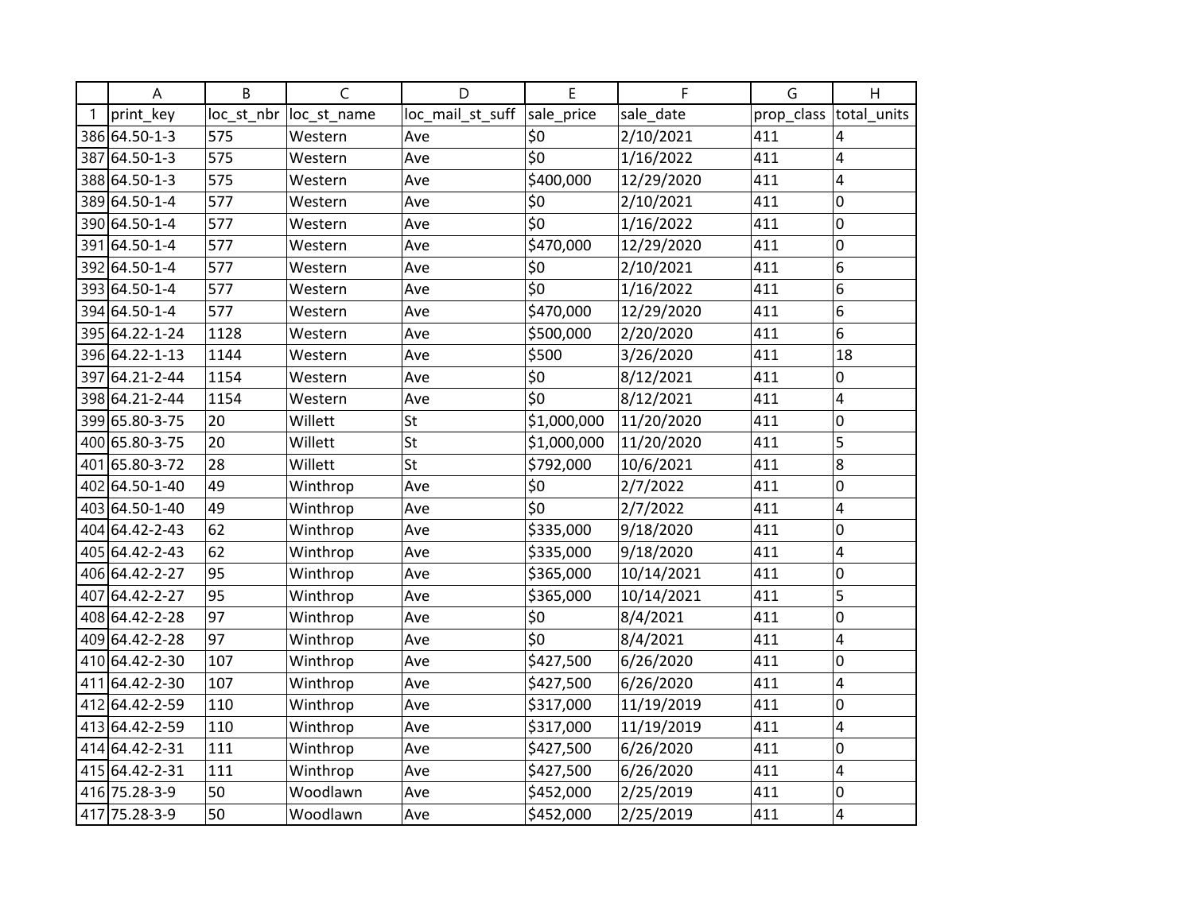| | A | B | C | D | E | F | G | H |
|---|---|---|---|---|---|---|---|---|
| 1 | print_key | loc_st_nbr | loc_st_name | loc_mail_st_suff | sale_price | sale_date | prop_class | total_units |
| 386 | 64.50-1-3 | 575 | Western | Ave | $0 | 2/10/2021 | 411 | 4 |
| 387 | 64.50-1-3 | 575 | Western | Ave | $0 | 1/16/2022 | 411 | 4 |
| 388 | 64.50-1-3 | 575 | Western | Ave | $400,000 | 12/29/2020 | 411 | 4 |
| 389 | 64.50-1-4 | 577 | Western | Ave | $0 | 2/10/2021 | 411 | 0 |
| 390 | 64.50-1-4 | 577 | Western | Ave | $0 | 1/16/2022 | 411 | 0 |
| 391 | 64.50-1-4 | 577 | Western | Ave | $470,000 | 12/29/2020 | 411 | 0 |
| 392 | 64.50-1-4 | 577 | Western | Ave | $0 | 2/10/2021 | 411 | 6 |
| 393 | 64.50-1-4 | 577 | Western | Ave | $0 | 1/16/2022 | 411 | 6 |
| 394 | 64.50-1-4 | 577 | Western | Ave | $470,000 | 12/29/2020 | 411 | 6 |
| 395 | 64.22-1-24 | 1128 | Western | Ave | $500,000 | 2/20/2020 | 411 | 6 |
| 396 | 64.22-1-13 | 1144 | Western | Ave | $500 | 3/26/2020 | 411 | 18 |
| 397 | 64.21-2-44 | 1154 | Western | Ave | $0 | 8/12/2021 | 411 | 0 |
| 398 | 64.21-2-44 | 1154 | Western | Ave | $0 | 8/12/2021 | 411 | 4 |
| 399 | 65.80-3-75 | 20 | Willett | St | $1,000,000 | 11/20/2020 | 411 | 0 |
| 400 | 65.80-3-75 | 20 | Willett | St | $1,000,000 | 11/20/2020 | 411 | 5 |
| 401 | 65.80-3-72 | 28 | Willett | St | $792,000 | 10/6/2021 | 411 | 8 |
| 402 | 64.50-1-40 | 49 | Winthrop | Ave | $0 | 2/7/2022 | 411 | 0 |
| 403 | 64.50-1-40 | 49 | Winthrop | Ave | $0 | 2/7/2022 | 411 | 4 |
| 404 | 64.42-2-43 | 62 | Winthrop | Ave | $335,000 | 9/18/2020 | 411 | 0 |
| 405 | 64.42-2-43 | 62 | Winthrop | Ave | $335,000 | 9/18/2020 | 411 | 4 |
| 406 | 64.42-2-27 | 95 | Winthrop | Ave | $365,000 | 10/14/2021 | 411 | 0 |
| 407 | 64.42-2-27 | 95 | Winthrop | Ave | $365,000 | 10/14/2021 | 411 | 5 |
| 408 | 64.42-2-28 | 97 | Winthrop | Ave | $0 | 8/4/2021 | 411 | 0 |
| 409 | 64.42-2-28 | 97 | Winthrop | Ave | $0 | 8/4/2021 | 411 | 4 |
| 410 | 64.42-2-30 | 107 | Winthrop | Ave | $427,500 | 6/26/2020 | 411 | 0 |
| 411 | 64.42-2-30 | 107 | Winthrop | Ave | $427,500 | 6/26/2020 | 411 | 4 |
| 412 | 64.42-2-59 | 110 | Winthrop | Ave | $317,000 | 11/19/2019 | 411 | 0 |
| 413 | 64.42-2-59 | 110 | Winthrop | Ave | $317,000 | 11/19/2019 | 411 | 4 |
| 414 | 64.42-2-31 | 111 | Winthrop | Ave | $427,500 | 6/26/2020 | 411 | 0 |
| 415 | 64.42-2-31 | 111 | Winthrop | Ave | $427,500 | 6/26/2020 | 411 | 4 |
| 416 | 75.28-3-9 | 50 | Woodlawn | Ave | $452,000 | 2/25/2019 | 411 | 0 |
| 417 | 75.28-3-9 | 50 | Woodlawn | Ave | $452,000 | 2/25/2019 | 411 | 4 |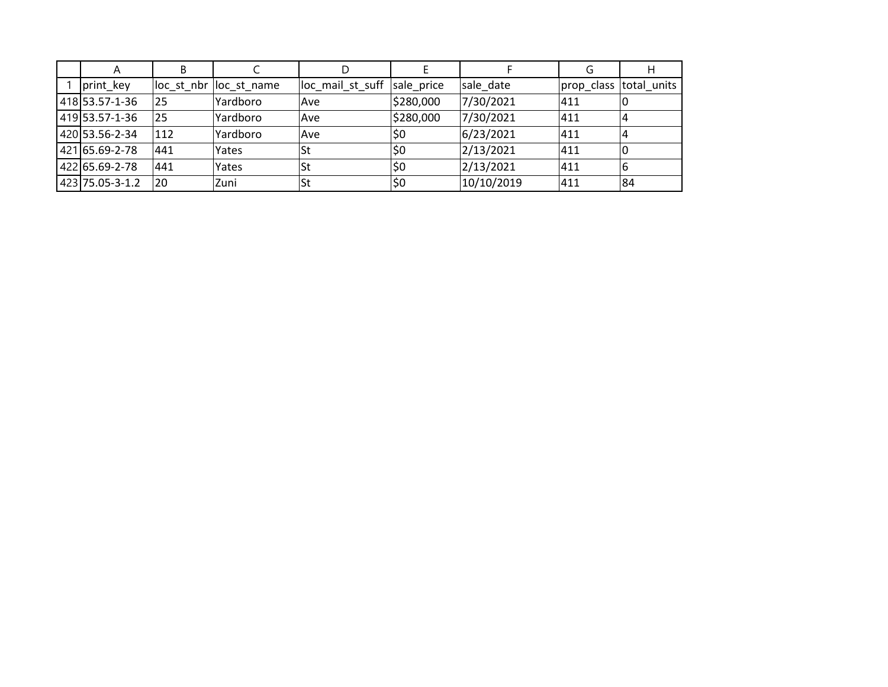| | A | B | C | D | E | F | G | H |
|---|---|---|---|---|---|---|---|---|
| 1 | print_key | loc_st_nbr | loc_st_name | loc_mail_st_suff | sale_price | sale_date | prop_class | total_units |
| 418 | 53.57-1-36 | 25 | Yardboro | Ave | $280,000 | 7/30/2021 | 411 | 0 |
| 419 | 53.57-1-36 | 25 | Yardboro | Ave | $280,000 | 7/30/2021 | 411 | 4 |
| 420 | 53.56-2-34 | 112 | Yardboro | Ave | $0 | 6/23/2021 | 411 | 4 |
| 421 | 65.69-2-78 | 441 | Yates | St | $0 | 2/13/2021 | 411 | 0 |
| 422 | 65.69-2-78 | 441 | Yates | St | $0 | 2/13/2021 | 411 | 6 |
| 423 | 75.05-3-1.2 | 20 | Zuni | St | $0 | 10/10/2019 | 411 | 84 |